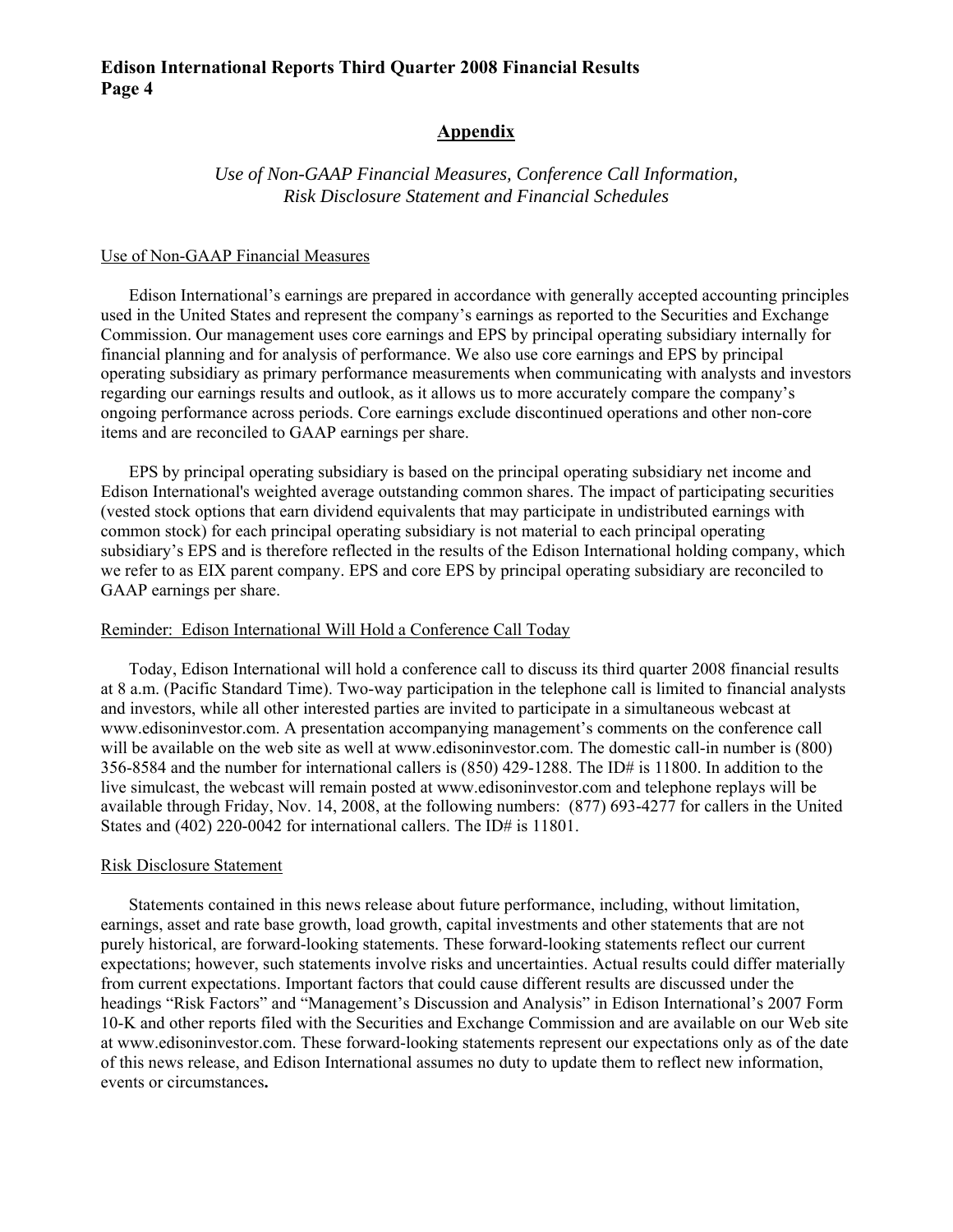## Appendix

*Use of Non-GAAP Financial Measures, Conference Call Information, Risk Disclosure Statement and Financial Schedules*

### Use of Non-GAAP Financial Measures

Edison International's earnings are prepared in accordance with generally accepted accounting principles used in the United States and represent the company's earnings as reported to the Securities and Exchange Commission. Our management uses core earnings and EPS by principal operating subsidiary internally for financial planning and for analysis of performance. We also use core earnings and EPS by principal operating subsidiary as primary performance measurements when communicating with analysts and investors regarding our earnings results and outlook, as it allows us to more accurately compare the company's ongoing performance across periods. Core earnings exclude discontinued operations and other non-core items and are reconciled to GAAP earnings per share.

EPS by principal operating subsidiary is based on the principal operating subsidiary net income and Edison International's weighted average outstanding common shares. The impact of participating securities (vested stock options that earn dividend equivalents that may participate in undistributed earnings with common stock) for each principal operating subsidiary is not material to each principal operating subsidiary's EPS and is therefore reflected in the results of the Edison International holding company, which we refer to as EIX parent company. EPS and core EPS by principal operating subsidiary are reconciled to GAAP earnings per share.

### Reminder: Edison International Will Hold a Conference Call Today

Today, Edison International will hold a conference call to discuss its third quarter 2008 financial results at 8 a.m. (Pacific Standard Time). Two-way participation in the telephone call is limited to financial analysts and investors, while all other interested parties are invited to participate in a simultaneous webcast at www.edisoninvestor.com. A presentation accompanying management's comments on the conference call will be available on the web site as well at www.edisoninvestor.com. The domestic call-in number is (800) 356-8584 and the number for international callers is (850) 429-1288. The ID# is 11800. In addition to the live simulcast, the webcast will remain posted at www.edisoninvestor.com and telephone replays will be available through Friday, Nov. 14, 2008, at the following numbers: (877) 693-4277 for callers in the United States and (402) 220-0042 for international callers. The ID# is 11801.

### Risk Disclosure Statement

Statements contained in this news release about future performance, including, without limitation, earnings, asset and rate base growth, load growth, capital investments and other statements that are not purely historical, are forward-looking statements. These forward-looking statements reflect our current expectations; however, such statements involve risks and uncertainties. Actual results could differ materially from current expectations. Important factors that could cause different results are discussed under the headings "Risk Factors" and "Management's Discussion and Analysis" in Edison International's 2007 Form 10-K and other reports filed with the Securities and Exchange Commission and are available on our Web site at www.edisoninvestor.com. These forward-looking statements represent our expectations only as of the date of this news release, and Edison International assumes no duty to update them to reflect new information, events or circumstances.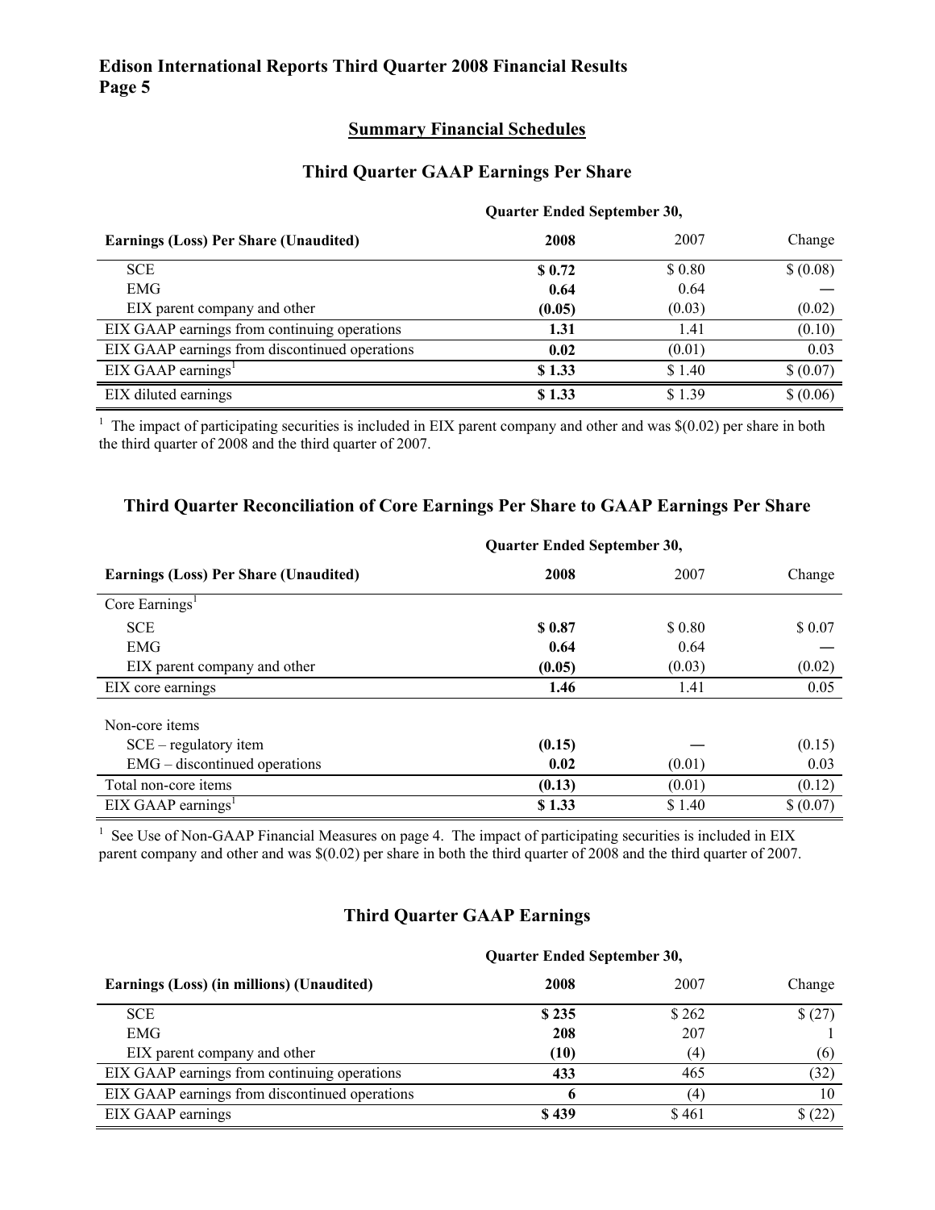## Summary Financial Schedules

### Third Quarter GAAP Earnings Per Share

| Earnings (Loss) Per Share (Unaudited) | Quarter Ended September 30, 2008 | 2007 | Change |
|---|---|---|---|
| SCE | **$ 0.72** | $ 0.80 | $ (0.08) |
| EMG | **0.64** | 0.64 | — |
| EIX parent company and other | **(0.05)** | (0.03) | (0.02) |
| EIX GAAP earnings from continuing operations | **1.31** | 1.41 | (0.10) |
| EIX GAAP earnings from discontinued operations | **0.02** | (0.01) | 0.03 |
| EIX GAAP earnings[1] | **$ 1.33** | $ 1.40 | $ (0.07) |
| EIX diluted earnings | **$ 1.33** | $ 1.39 | $ (0.06) |

[1] The impact of participating securities is included in EIX parent company and other and was $(0.02) per share in both the third quarter of 2008 and the third quarter of 2007.

### Third Quarter Reconciliation of Core Earnings Per Share to GAAP Earnings Per Share

| Earnings (Loss) Per Share (Unaudited) | Quarter Ended September 30, 2008 | 2007 | Change |
|---|---|---|---|
| Core Earnings[1] | | | |
| SCE | **$ 0.87** | $ 0.80 | $ 0.07 |
| EMG | **0.64** | 0.64 | — |
| EIX parent company and other | **(0.05)** | (0.03) | (0.02) |
| EIX core earnings | **1.46** | 1.41 | 0.05 |
| Non-core items | | | |
| SCE – regulatory item | **(0.15)** | — | (0.15) |
| EMG – discontinued operations | **0.02** | (0.01) | 0.03 |
| Total non-core items | **(0.13)** | (0.01) | (0.12) |
| EIX GAAP earnings[1] | **$ 1.33** | $ 1.40 | $ (0.07) |

[1] See Use of Non-GAAP Financial Measures on page 4. The impact of participating securities is included in EIX parent company and other and was $(0.02) per share in both the third quarter of 2008 and the third quarter of 2007.

### Third Quarter GAAP Earnings

| Earnings (Loss) (in millions) (Unaudited) | Quarter Ended September 30, 2008 | 2007 | Change |
|---|---|---|---|
| SCE | **$ 235** | $ 262 | $ (27) |
| EMG | **208** | 207 | 1 |
| EIX parent company and other | **(10)** | (4) | (6) |
| EIX GAAP earnings from continuing operations | **433** | 465 | (32) |
| EIX GAAP earnings from discontinued operations | **6** | (4) | 10 |
| EIX GAAP earnings | **$ 439** | $ 461 | $ (22) |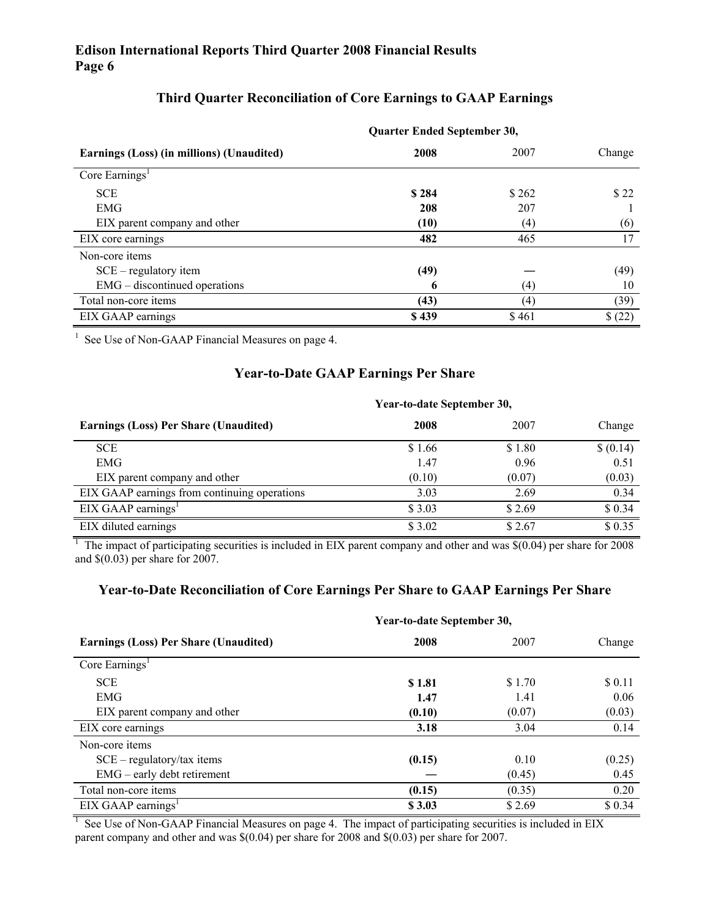# Edison International Reports Third Quarter 2008 Financial Results
## Page 6

### Third Quarter Reconciliation of Core Earnings to GAAP Earnings

| Earnings (Loss) (in millions) (Unaudited) | Quarter Ended September 30, 2008 | 2007 | Change |
|---|---|---|---|
| Core Earnings[1] | | | |
| SCE | **$ 284** | $ 262 | $ 22 |
| EMG | **208** | 207 | 1 |
| EIX parent company and other | **(10)** | (4) | (6) |
| EIX core earnings | **482** | 465 | 17 |
| Non-core items | | | |
| SCE – regulatory item | **(49)** | — | (49) |
| EMG – discontinued operations | **6** | (4) | 10 |
| Total non-core items | **(43)** | (4) | (39) |
| EIX GAAP earnings | **$ 439** | $ 461 | $ (22) |

[1] See Use of Non-GAAP Financial Measures on page 4.

### Year-to-Date GAAP Earnings Per Share

| Earnings (Loss) Per Share (Unaudited) | Year-to-date September 30, 2008 | 2007 | Change |
|---|---|---|---|
| SCE | $ 1.66 | $ 1.80 | $ (0.14) |
| EMG | 1.47 | 0.96 | 0.51 |
| EIX parent company and other | (0.10) | (0.07) | (0.03) |
| EIX GAAP earnings from continuing operations | 3.03 | 2.69 | 0.34 |
| EIX GAAP earnings[1] | $ 3.03 | $ 2.69 | $ 0.34 |
| EIX diluted earnings | $ 3.02 | $ 2.67 | $ 0.35 |

[1] The impact of participating securities is included in EIX parent company and other and was $(0.04) per share for 2008 and $(0.03) per share for 2007.

### Year-to-Date Reconciliation of Core Earnings Per Share to GAAP Earnings Per Share

| Earnings (Loss) Per Share (Unaudited) | Year-to-date September 30, 2008 | 2007 | Change |
|---|---|---|---|
| Core Earnings[1] | | | |
| SCE | **$ 1.81** | $ 1.70 | $ 0.11 |
| EMG | **1.47** | 1.41 | 0.06 |
| EIX parent company and other | **(0.10)** | (0.07) | (0.03) |
| EIX core earnings | **3.18** | 3.04 | 0.14 |
| Non-core items | | | |
| SCE – regulatory/tax items | **(0.15)** | 0.10 | (0.25) |
| EMG – early debt retirement | **—** | (0.45) | 0.45 |
| Total non-core items | **(0.15)** | (0.35) | 0.20 |
| EIX GAAP earnings[1] | **$ 3.03** | $ 2.69 | $ 0.34 |

[1] See Use of Non-GAAP Financial Measures on page 4. The impact of participating securities is included in EIX parent company and other and was $(0.04) per share for 2008 and $(0.03) per share for 2007.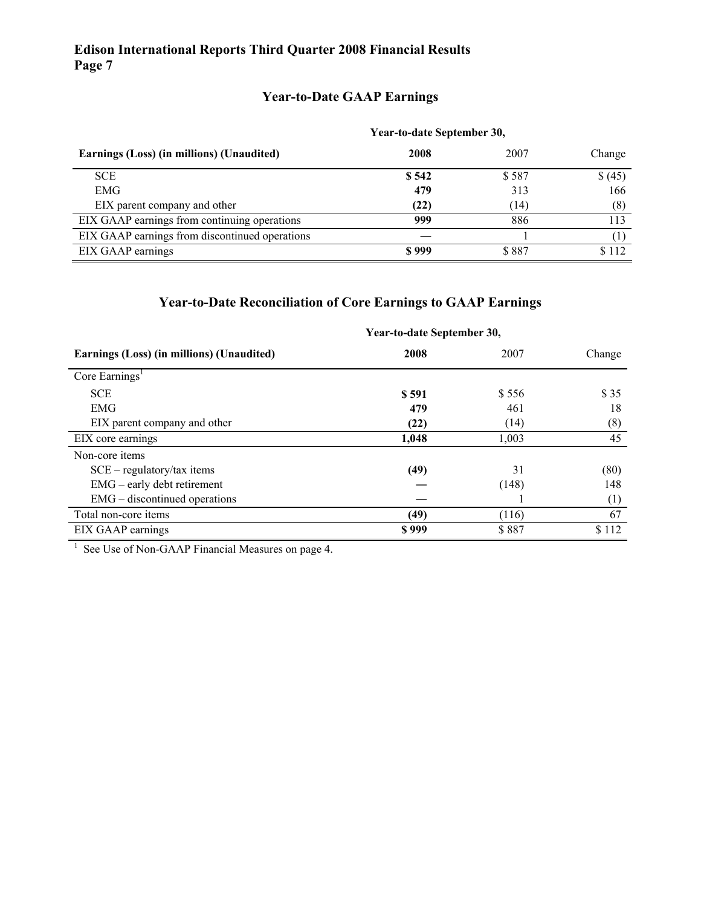## Year-to-Date GAAP Earnings

| Earnings (Loss) (in millions) (Unaudited) | Year-to-date September 30, | | |
|---|---|---|---|
| | **2008** | 2007 | Change |
| SCE | **$ 542** | $ 587 | $ (45) |
| EMG | **479** | 313 | 166 |
| EIX parent company and other | **(22)** | (14) | (8) |
| EIX GAAP earnings from continuing operations | **999** | 886 | 113 |
| EIX GAAP earnings from discontinued operations | **—** | 1 | (1) |
| EIX GAAP earnings | **$ 999** | $ 887 | $ 112 |

## Year-to-Date Reconciliation of Core Earnings to GAAP Earnings

| Earnings (Loss) (in millions) (Unaudited) | Year-to-date September 30, | | |
|---|---|---|---|
| | **2008** | 2007 | Change |
| Core Earnings[1] | | | |
| SCE | **$ 591** | $ 556 | $ 35 |
| EMG | **479** | 461 | 18 |
| EIX parent company and other | **(22)** | (14) | (8) |
| EIX core earnings | **1,048** | 1,003 | 45 |
| Non-core items | | | |
| SCE – regulatory/tax items | **(49)** | 31 | (80) |
| EMG – early debt retirement | **—** | (148) | 148 |
| EMG – discontinued operations | **—** | 1 | (1) |
| Total non-core items | **(49)** | (116) | 67 |
| EIX GAAP earnings | **$ 999** | $ 887 | $ 112 |

[1] See Use of Non-GAAP Financial Measures on page 4.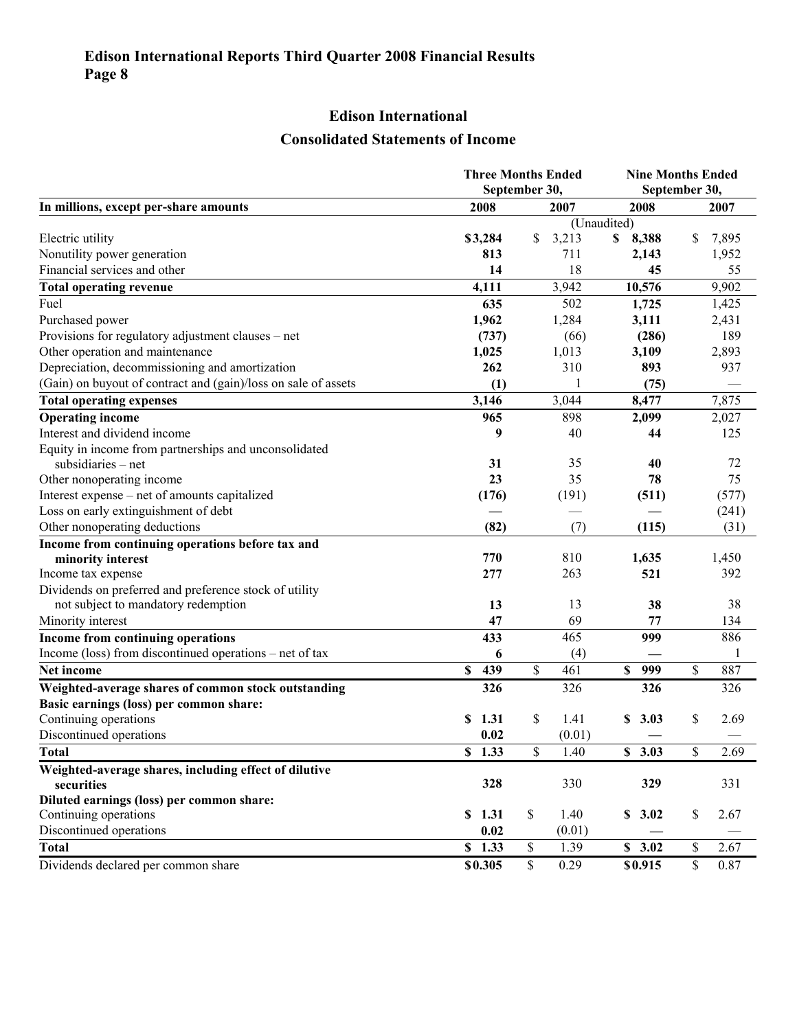## Edison International

## Consolidated Statements of Income

| In millions, except per-share amounts | Three Months Ended September 30, 2008 | Three Months Ended September 30, 2007 | Nine Months Ended September 30, 2008 | Nine Months Ended September 30, 2007 |
|---|---|---|---|---|
| | | (Unaudited) | | |
| Electric utility | **$3,284** | $ 3,213 | **$ 8,388** | $ 7,895 |
| Nonutility power generation | **813** | 711 | **2,143** | 1,952 |
| Financial services and other | **14** | 18 | **45** | 55 |
| **Total operating revenue** | **4,111** | 3,942 | **10,576** | 9,902 |
| Fuel | **635** | 502 | **1,725** | 1,425 |
| Purchased power | **1,962** | 1,284 | **3,111** | 2,431 |
| Provisions for regulatory adjustment clauses – net | **(737)** | (66) | **(286)** | 189 |
| Other operation and maintenance | **1,025** | 1,013 | **3,109** | 2,893 |
| Depreciation, decommissioning and amortization | **262** | 310 | **893** | 937 |
| (Gain) on buyout of contract and (gain)/loss on sale of assets | **(1)** | 1 | **(75)** | — |
| **Total operating expenses** | **3,146** | 3,044 | **8,477** | 7,875 |
| **Operating income** | **965** | 898 | **2,099** | 2,027 |
| Interest and dividend income | **9** | 40 | **44** | 125 |
| Equity in income from partnerships and unconsolidated subsidiaries – net | **31** | 35 | **40** | 72 |
| Other nonoperating income | **23** | 35 | **78** | 75 |
| Interest expense – net of amounts capitalized | **(176)** | (191) | **(511)** | (577) |
| Loss on early extinguishment of debt | **—** | — | **—** | (241) |
| Other nonoperating deductions | **(82)** | (7) | **(115)** | (31) |
| **Income from continuing operations before tax and minority interest** | **770** | 810 | **1,635** | 1,450 |
| Income tax expense | **277** | 263 | **521** | 392 |
| Dividends on preferred and preference stock of utility not subject to mandatory redemption | **13** | 13 | **38** | 38 |
| Minority interest | **47** | 69 | **77** | 134 |
| **Income from continuing operations** | **433** | 465 | **999** | 886 |
| Income (loss) from discontinued operations – net of tax | **6** | (4) | **—** | 1 |
| **Net income** | **$ 439** | $ 461 | **$ 999** | $ 887 |
| **Weighted-average shares of common stock outstanding** | **326** | 326 | **326** | 326 |
| **Basic earnings (loss) per common share:** | | | | |
| Continuing operations | **$ 1.31** | $ 1.41 | **$ 3.03** | $ 2.69 |
| Discontinued operations | **0.02** | (0.01) | **—** | — |
| **Total** | **$ 1.33** | $ 1.40 | **$ 3.03** | $ 2.69 |
| **Weighted-average shares, including effect of dilutive securities** | **328** | 330 | **329** | 331 |
| **Diluted earnings (loss) per common share:** | | | | |
| Continuing operations | **$ 1.31** | $ 1.40 | **$ 3.02** | $ 2.67 |
| Discontinued operations | **0.02** | (0.01) | **—** | — |
| **Total** | **$ 1.33** | $ 1.39 | **$ 3.02** | $ 2.67 |
| Dividends declared per common share | **$0.305** | $ 0.29 | **$0.915** | $ 0.87 |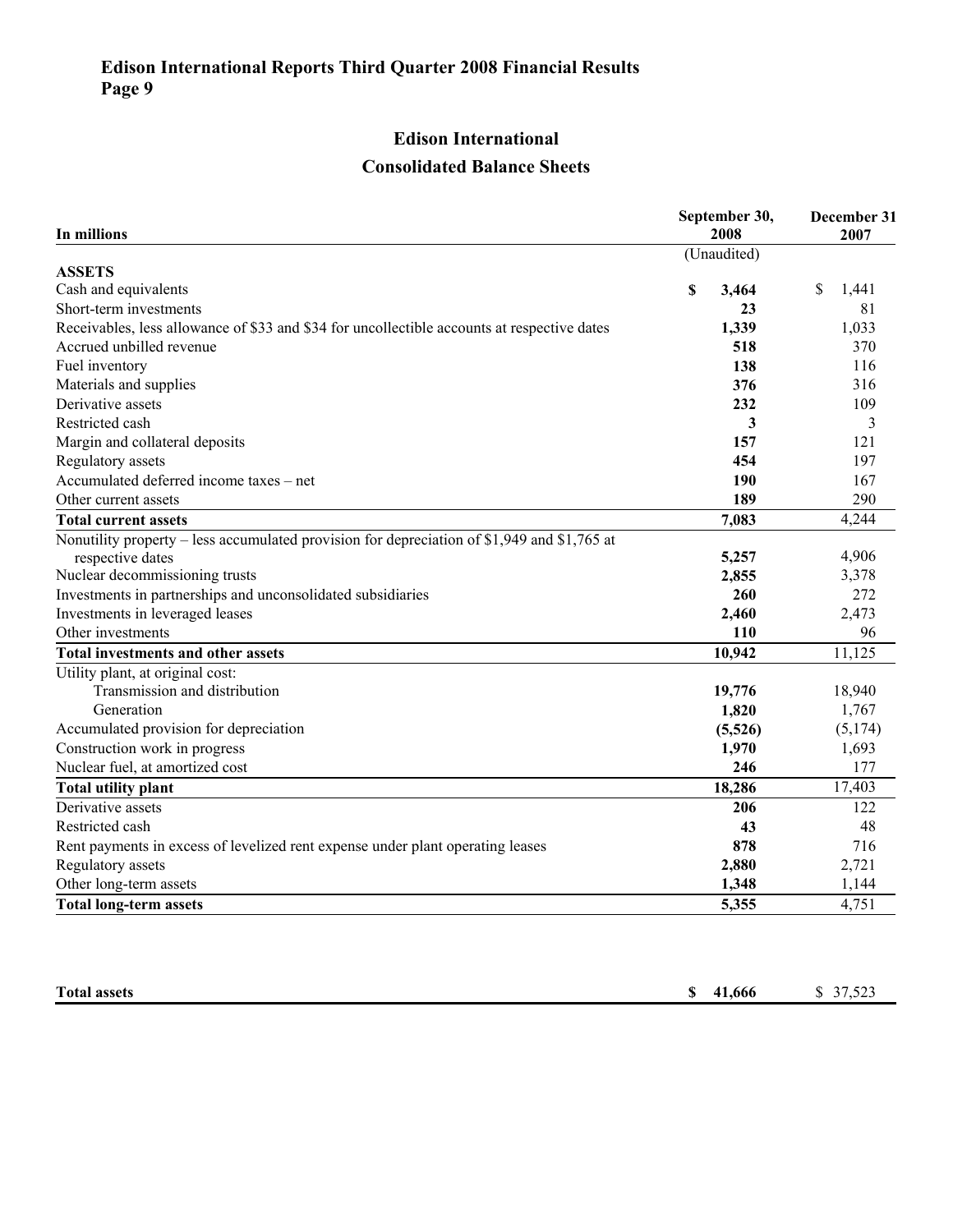# Edison International Reports Third Quarter 2008 Financial Results

## Edison International

## Consolidated Balance Sheets

| In millions | September 30, 2008 (Unaudited) | December 31 2007 |
|---|---|---|
| **ASSETS** | | |
| Cash and equivalents | **$ 3,464** | $ 1,441 |
| Short-term investments | **23** | 81 |
| Receivables, less allowance of $33 and $34 for uncollectible accounts at respective dates | **1,339** | 1,033 |
| Accrued unbilled revenue | **518** | 370 |
| Fuel inventory | **138** | 116 |
| Materials and supplies | **376** | 316 |
| Derivative assets | **232** | 109 |
| Restricted cash | **3** | 3 |
| Margin and collateral deposits | **157** | 121 |
| Regulatory assets | **454** | 197 |
| Accumulated deferred income taxes – net | **190** | 167 |
| Other current assets | **189** | 290 |
| **Total current assets** | **7,083** | 4,244 |
| Nonutility property – less accumulated provision for depreciation of $1,949 and $1,765 at respective dates | **5,257** | 4,906 |
| Nuclear decommissioning trusts | **2,855** | 3,378 |
| Investments in partnerships and unconsolidated subsidiaries | **260** | 272 |
| Investments in leveraged leases | **2,460** | 2,473 |
| Other investments | **110** | 96 |
| **Total investments and other assets** | **10,942** | 11,125 |
| Utility plant, at original cost: | | |
| Transmission and distribution | **19,776** | 18,940 |
| Generation | **1,820** | 1,767 |
| Accumulated provision for depreciation | **(5,526)** | (5,174) |
| Construction work in progress | **1,970** | 1,693 |
| Nuclear fuel, at amortized cost | **246** | 177 |
| **Total utility plant** | **18,286** | 17,403 |
| Derivative assets | **206** | 122 |
| Restricted cash | **43** | 48 |
| Rent payments in excess of levelized rent expense under plant operating leases | **878** | 716 |
| Regulatory assets | **2,880** | 2,721 |
| Other long-term assets | **1,348** | 1,144 |
| **Total long-term assets** | **5,355** | 4,751 |
| **Total assets** | **$ 41,666** | $ 37,523 |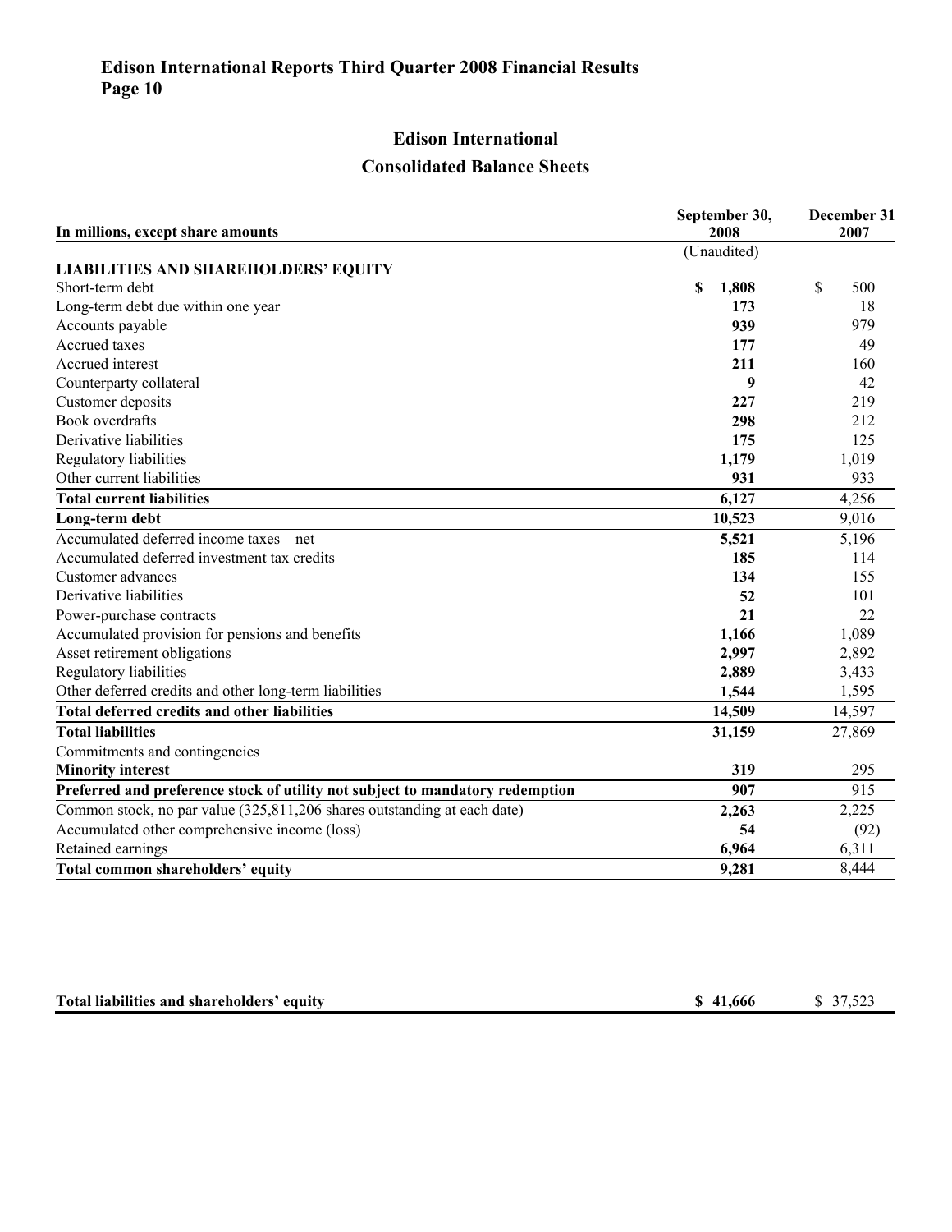# Edison International Reports Third Quarter 2008 Financial Results
## Page 10

## Edison International
## Consolidated Balance Sheets

| In millions, except share amounts | September 30, 2008 | December 31 2007 |
|---|---|---|
| | (Unaudited) | |
| **LIABILITIES AND SHAREHOLDERS' EQUITY** | | |
| Short-term debt | **$ 1,808** | $ 500 |
| Long-term debt due within one year | **173** | 18 |
| Accounts payable | **939** | 979 |
| Accrued taxes | **177** | 49 |
| Accrued interest | **211** | 160 |
| Counterparty collateral | **9** | 42 |
| Customer deposits | **227** | 219 |
| Book overdrafts | **298** | 212 |
| Derivative liabilities | **175** | 125 |
| Regulatory liabilities | **1,179** | 1,019 |
| Other current liabilities | **931** | 933 |
| **Total current liabilities** | **6,127** | 4,256 |
| **Long-term debt** | **10,523** | 9,016 |
| Accumulated deferred income taxes – net | **5,521** | 5,196 |
| Accumulated deferred investment tax credits | **185** | 114 |
| Customer advances | **134** | 155 |
| Derivative liabilities | **52** | 101 |
| Power-purchase contracts | **21** | 22 |
| Accumulated provision for pensions and benefits | **1,166** | 1,089 |
| Asset retirement obligations | **2,997** | 2,892 |
| Regulatory liabilities | **2,889** | 3,433 |
| Other deferred credits and other long-term liabilities | **1,544** | 1,595 |
| **Total deferred credits and other liabilities** | **14,509** | 14,597 |
| **Total liabilities** | **31,159** | 27,869 |
| Commitments and contingencies | | |
| **Minority interest** | **319** | 295 |
| **Preferred and preference stock of utility not subject to mandatory redemption** | **907** | 915 |
| Common stock, no par value (325,811,206 shares outstanding at each date) | **2,263** | 2,225 |
| Accumulated other comprehensive income (loss) | **54** | (92) |
| Retained earnings | **6,964** | 6,311 |
| **Total common shareholders' equity** | **9,281** | 8,444 |
| **Total liabilities and shareholders' equity** | **$ 41,666** | $ 37,523 |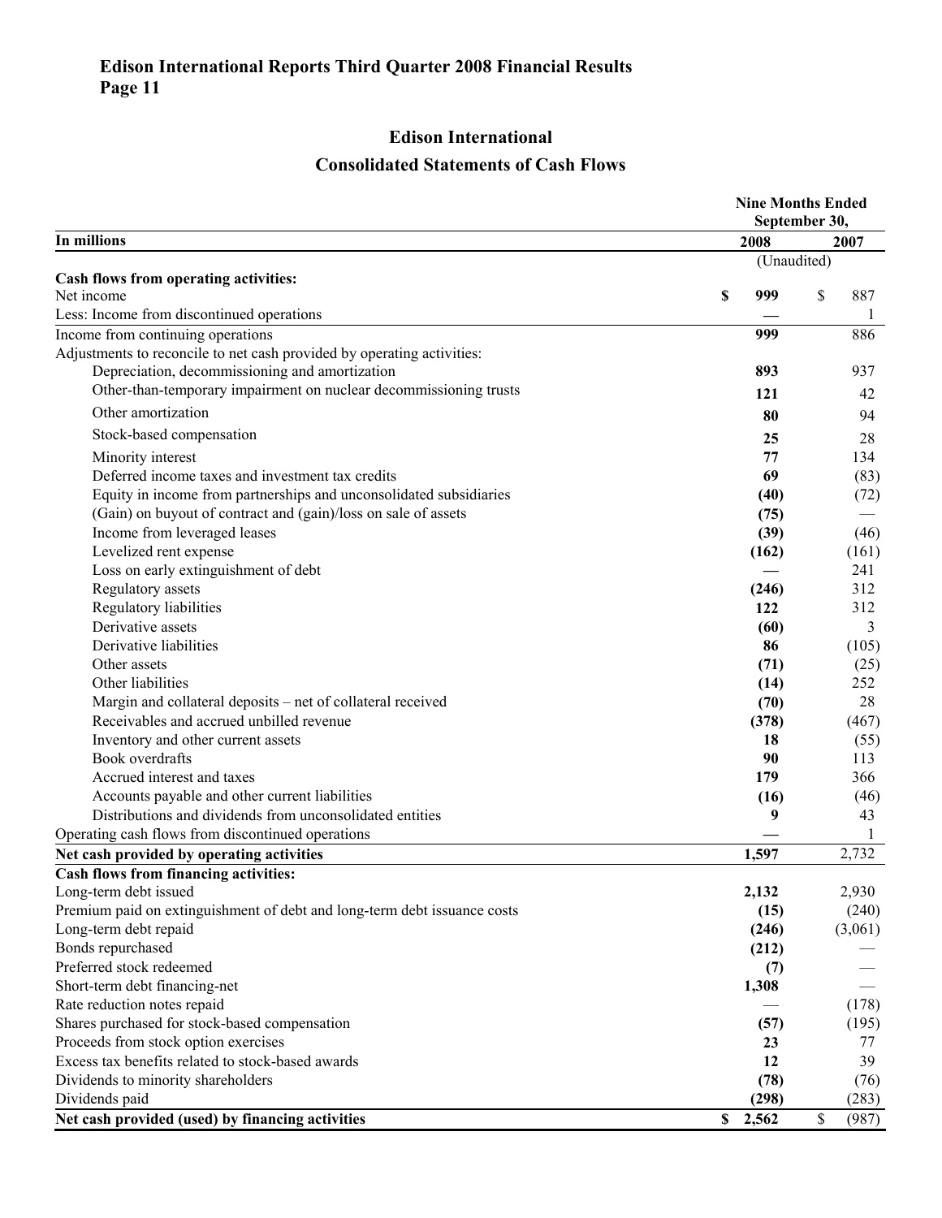# Edison International

## Consolidated Statements of Cash Flows

| In millions | Nine Months Ended September 30, 2008 | 2007 |
|---|---|---|
| | (Unaudited) | |
| **Cash flows from operating activities:** | | |
| Net income | **$ 999** | $ 887 |
| Less: Income from discontinued operations | **—** | 1 |
| Income from continuing operations | **999** | 886 |
| Adjustments to reconcile to net cash provided by operating activities: | | |
| Depreciation, decommissioning and amortization | **893** | 937 |
| Other-than-temporary impairment on nuclear decommissioning trusts | **121** | 42 |
| Other amortization | **80** | 94 |
| Stock-based compensation | **25** | 28 |
| Minority interest | **77** | 134 |
| Deferred income taxes and investment tax credits | **69** | (83) |
| Equity in income from partnerships and unconsolidated subsidiaries | **(40)** | (72) |
| (Gain) on buyout of contract and (gain)/loss on sale of assets | **(75)** | — |
| Income from leveraged leases | **(39)** | (46) |
| Levelized rent expense | **(162)** | (161) |
| Loss on early extinguishment of debt | **—** | 241 |
| Regulatory assets | **(246)** | 312 |
| Regulatory liabilities | **122** | 312 |
| Derivative assets | **(60)** | 3 |
| Derivative liabilities | **86** | (105) |
| Other assets | **(71)** | (25) |
| Other liabilities | **(14)** | 252 |
| Margin and collateral deposits – net of collateral received | **(70)** | 28 |
| Receivables and accrued unbilled revenue | **(378)** | (467) |
| Inventory and other current assets | **18** | (55) |
| Book overdrafts | **90** | 113 |
| Accrued interest and taxes | **179** | 366 |
| Accounts payable and other current liabilities | **(16)** | (46) |
| Distributions and dividends from unconsolidated entities | **9** | 43 |
| Operating cash flows from discontinued operations | **—** | 1 |
| **Net cash provided by operating activities** | **1,597** | 2,732 |
| **Cash flows from financing activities:** | | |
| Long-term debt issued | **2,132** | 2,930 |
| Premium paid on extinguishment of debt and long-term debt issuance costs | **(15)** | (240) |
| Long-term debt repaid | **(246)** | (3,061) |
| Bonds repurchased | **(212)** | — |
| Preferred stock redeemed | **(7)** | — |
| Short-term debt financing-net | **1,308** | — |
| Rate reduction notes repaid | — | (178) |
| Shares purchased for stock-based compensation | **(57)** | (195) |
| Proceeds from stock option exercises | **23** | 77 |
| Excess tax benefits related to stock-based awards | **12** | 39 |
| Dividends to minority shareholders | **(78)** | (76) |
| Dividends paid | **(298)** | (283) |
| **Net cash provided (used) by financing activities** | **$ 2,562** | $ (987) |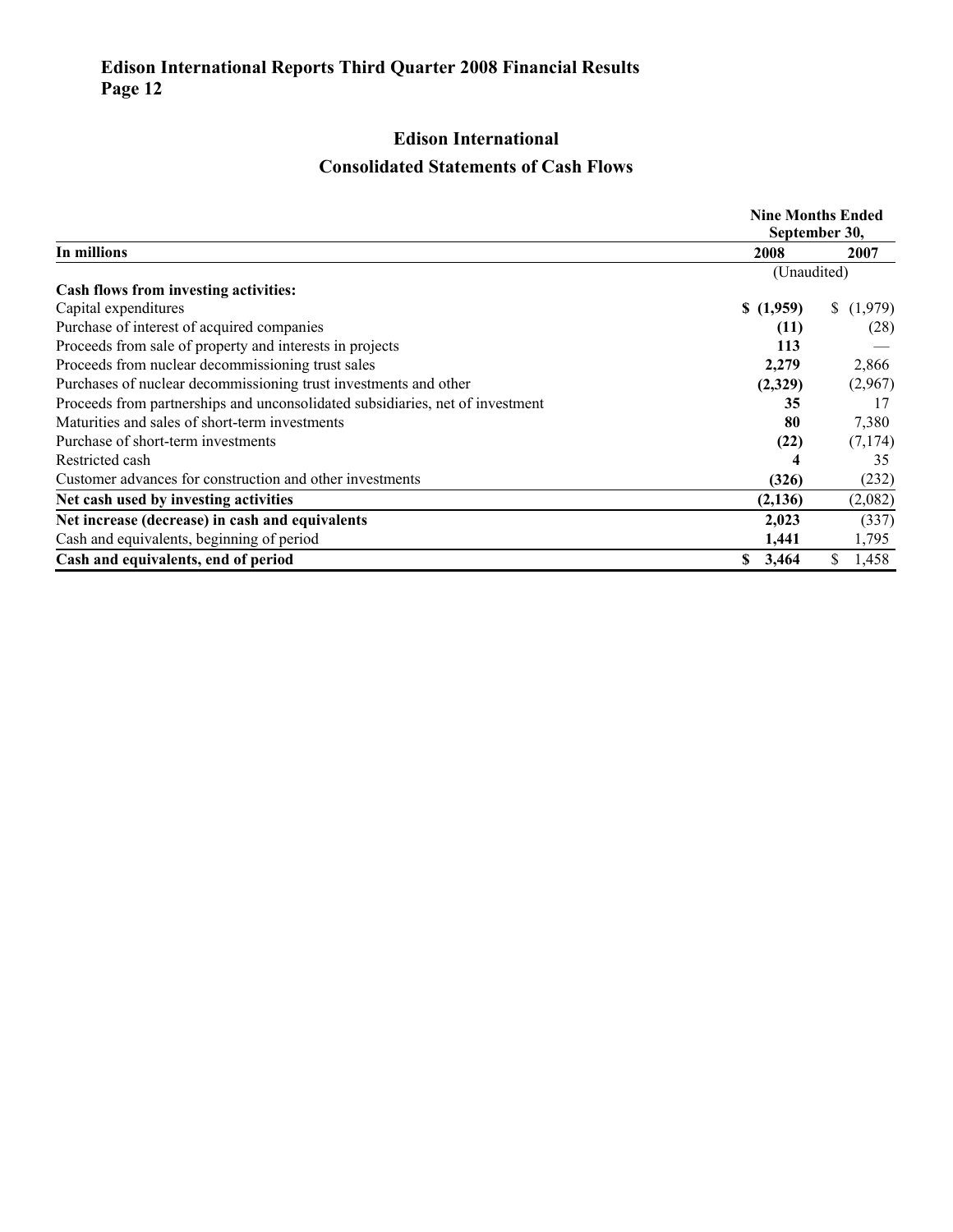# Edison International Reports Third Quarter 2008 Financial Results

## Edison International

## Consolidated Statements of Cash Flows

| In millions | Nine Months Ended September 30, 2008 | 2007 |
|---|---|---|
| | (Unaudited) | |
| **Cash flows from investing activities:** | | |
| Capital expenditures | **$ (1,959)** | $ (1,979) |
| Purchase of interest of acquired companies | **(11)** | (28) |
| Proceeds from sale of property and interests in projects | **113** | — |
| Proceeds from nuclear decommissioning trust sales | **2,279** | 2,866 |
| Purchases of nuclear decommissioning trust investments and other | **(2,329)** | (2,967) |
| Proceeds from partnerships and unconsolidated subsidiaries, net of investment | **35** | 17 |
| Maturities and sales of short-term investments | **80** | 7,380 |
| Purchase of short-term investments | **(22)** | (7,174) |
| Restricted cash | **4** | 35 |
| Customer advances for construction and other investments | **(326)** | (232) |
| **Net cash used by investing activities** | **(2,136)** | (2,082) |
| **Net increase (decrease) in cash and equivalents** | **2,023** | (337) |
| Cash and equivalents, beginning of period | **1,441** | 1,795 |
| **Cash and equivalents, end of period** | **$ 3,464** | $ 1,458 |